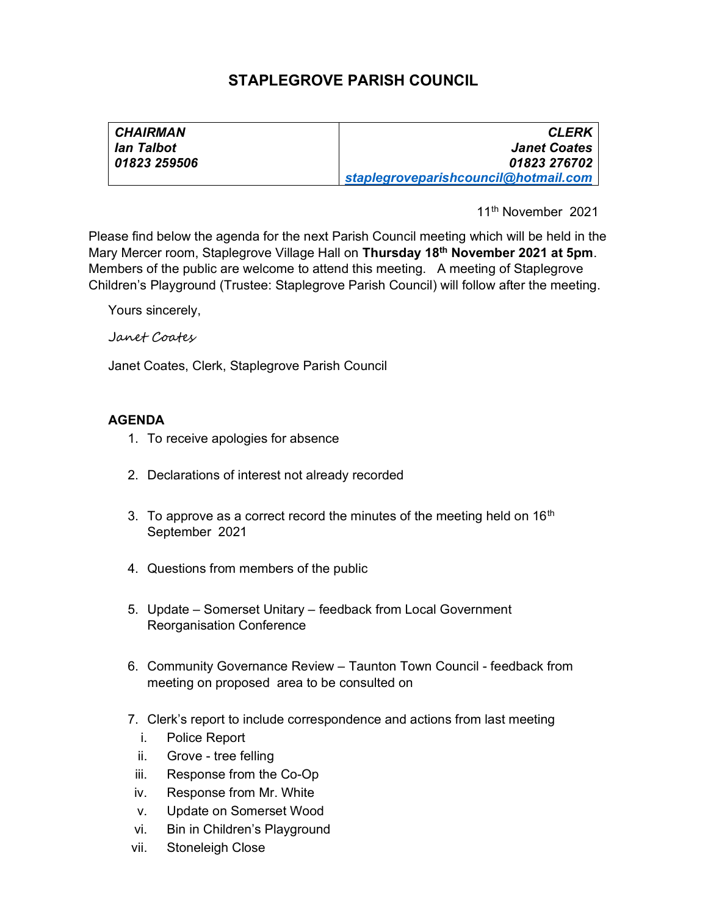# STAPLEGROVE PARISH COUNCIL

| ***CHAIRMAN*** | ***CLERK*** |
|---|---|
| ***Ian Talbot*** | ***Janet Coates*** |
| ***01823 259506*** | ***01823 276702*** |
| | ***staplegroveparishcouncil@hotmail.com*** |

11th November 2021

Please find below the agenda for the next Parish Council meeting which will be held in the Mary Mercer room, Staplegrove Village Hall on **Thursday 18th November 2021 at 5pm**. Members of the public are welcome to attend this meeting. A meeting of Staplegrove Children's Playground (Trustee: Staplegrove Parish Council) will follow after the meeting.

Yours sincerely,

*Janet Coates*

Janet Coates, Clerk, Staplegrove Parish Council

**AGENDA**

1. To receive apologies for absence
2. Declarations of interest not already recorded
3. To approve as a correct record the minutes of the meeting held on 16th September 2021
4. Questions from members of the public
5. Update – Somerset Unitary – feedback from Local Government Reorganisation Conference
6. Community Governance Review – Taunton Town Council - feedback from meeting on proposed area to be consulted on
7. Clerk's report to include correspondence and actions from last meeting
   i. Police Report
   ii. Grove - tree felling
   iii. Response from the Co-Op
   iv. Response from Mr. White
   v. Update on Somerset Wood
   vi. Bin in Children's Playground
   vii. Stoneleigh Close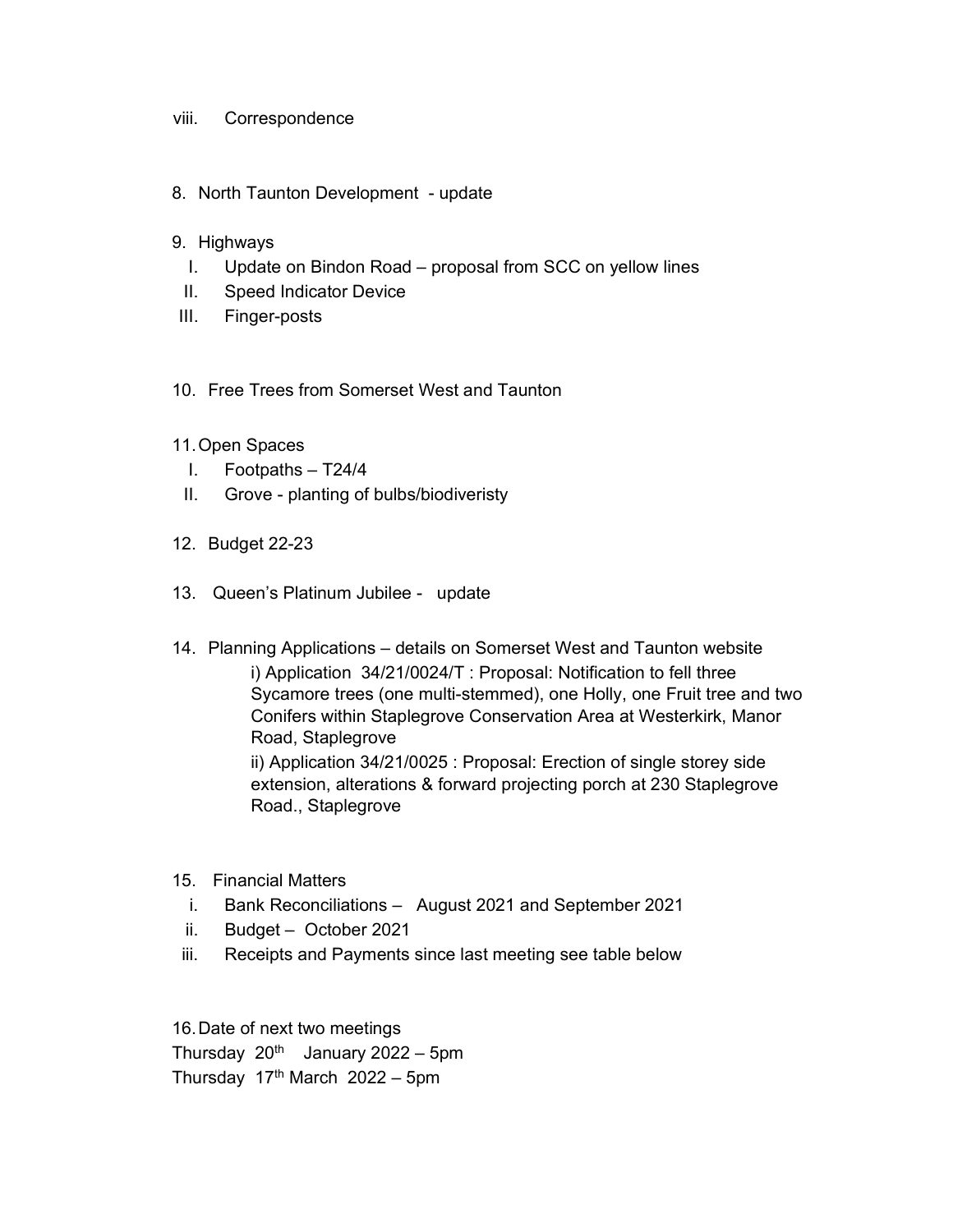viii. Correspondence

8. North Taunton Development - update

9. Highways
   I. Update on Bindon Road – proposal from SCC on yellow lines
   II. Speed Indicator Device
   III. Finger-posts

10. Free Trees from Somerset West and Taunton

11. Open Spaces
   I. Footpaths – T24/4
   II. Grove - planting of bulbs/biodiveristy

12. Budget 22-23

13. Queen's Platinum Jubilee - update

14. Planning Applications – details on Somerset West and Taunton website

    i) Application 34/21/0024/T : Proposal: Notification to fell three Sycamore trees (one multi-stemmed), one Holly, one Fruit tree and two Conifers within Staplegrove Conservation Area at Westerkirk, Manor Road, Staplegrove

    ii) Application 34/21/0025 : Proposal: Erection of single storey side extension, alterations & forward projecting porch at 230 Staplegrove Road., Staplegrove

15. Financial Matters
   i. Bank Reconciliations – August 2021 and September 2021
   ii. Budget – October 2021
   iii. Receipts and Payments since last meeting see table below

16. Date of next two meetings

Thursday 20th January 2022 – 5pm

Thursday 17th March 2022 – 5pm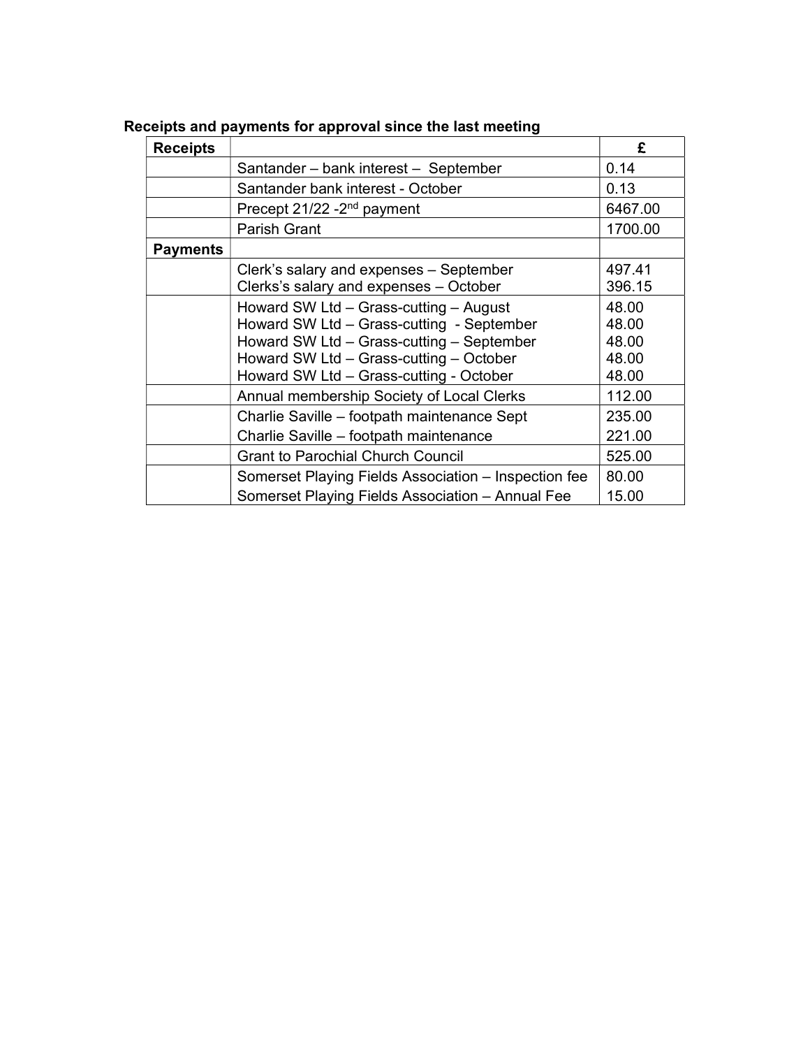**Receipts and payments for approval since the last meeting**

| Receipts | | £ |
|---|---|---|
| | Santander – bank interest – September | 0.14 |
| | Santander bank interest - October | 0.13 |
| | Precept 21/22 -2nd payment | 6467.00 |
| | Parish Grant | 1700.00 |
| **Payments** | | |
| | Clerk's salary and expenses – September<br>Clerks's salary and expenses – October | 497.41<br>396.15 |
| | Howard SW Ltd – Grass-cutting – August<br>Howard SW Ltd – Grass-cutting - September<br>Howard SW Ltd – Grass-cutting – September<br>Howard SW Ltd – Grass-cutting – October<br>Howard SW Ltd – Grass-cutting - October | 48.00<br>48.00<br>48.00<br>48.00<br>48.00 |
| | Annual membership Society of Local Clerks | 112.00 |
| | Charlie Saville – footpath maintenance Sept<br>Charlie Saville – footpath maintenance | 235.00<br>221.00 |
| | Grant to Parochial Church Council | 525.00 |
| | Somerset Playing Fields Association – Inspection fee<br>Somerset Playing Fields Association – Annual Fee | 80.00<br>15.00 |